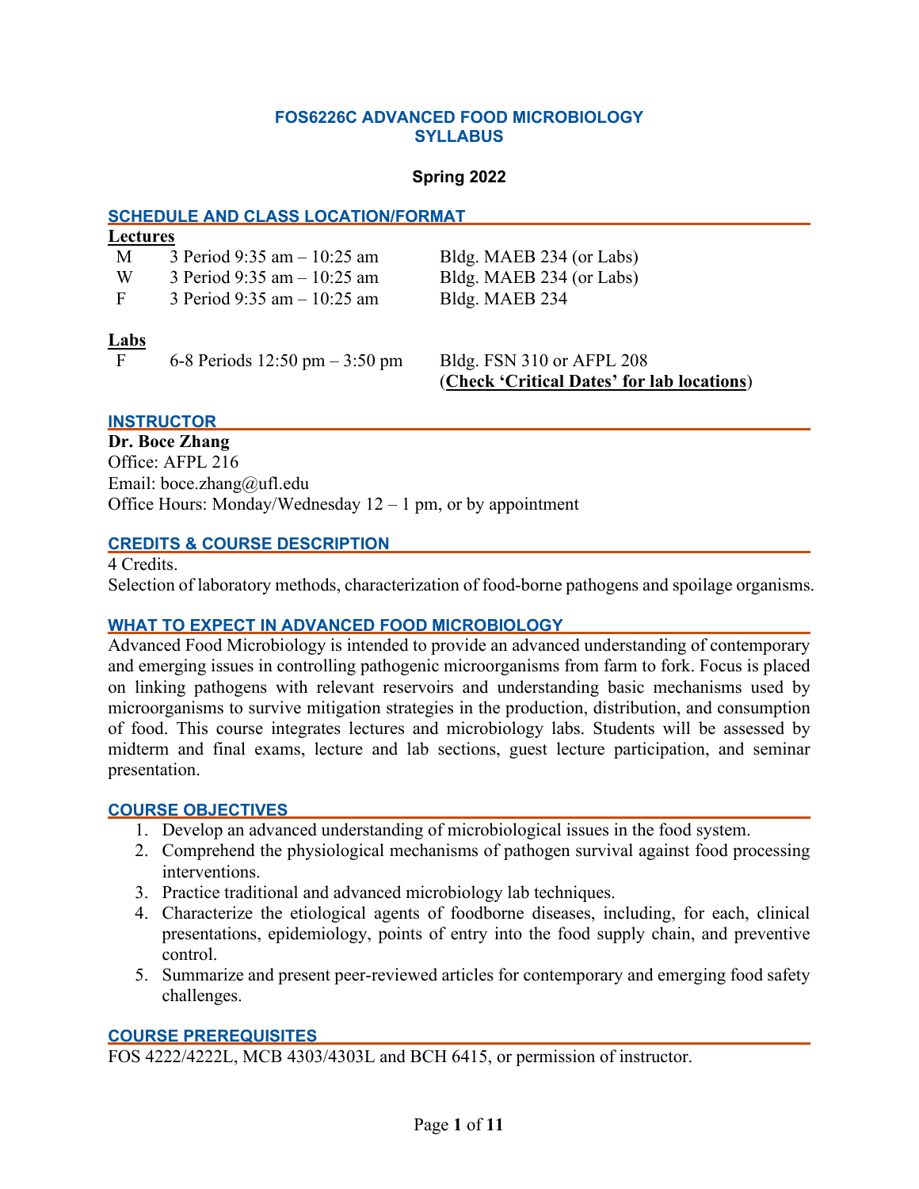# FOS6226C ADVANCED FOOD MICROBIOLOGY SYLLABUS

**Spring 2022**

## SCHEDULE AND CLASS LOCATION/FORMAT

**Lectures**

| | | |
|---|---|---|
| M | 3 Period 9:35 am – 10:25 am | Bldg. MAEB 234 (or Labs) |
| W | 3 Period 9:35 am – 10:25 am | Bldg. MAEB 234 (or Labs) |
| F | 3 Period 9:35 am – 10:25 am | Bldg. MAEB 234 |

**Labs**

| | | |
|---|---|---|
| F | 6-8 Periods 12:50 pm – 3:50 pm | Bldg. FSN 310 or AFPL 208 (**Check 'Critical Dates' for lab locations**) |

## INSTRUCTOR

**Dr. Boce Zhang**
Office: AFPL 216
Email: boce.zhang@ufl.edu
Office Hours: Monday/Wednesday 12 – 1 pm, or by appointment

## CREDITS & COURSE DESCRIPTION

4 Credits.
Selection of laboratory methods, characterization of food-borne pathogens and spoilage organisms.

## WHAT TO EXPECT IN ADVANCED FOOD MICROBIOLOGY

Advanced Food Microbiology is intended to provide an advanced understanding of contemporary and emerging issues in controlling pathogenic microorganisms from farm to fork. Focus is placed on linking pathogens with relevant reservoirs and understanding basic mechanisms used by microorganisms to survive mitigation strategies in the production, distribution, and consumption of food. This course integrates lectures and microbiology labs. Students will be assessed by midterm and final exams, lecture and lab sections, guest lecture participation, and seminar presentation.

## COURSE OBJECTIVES

1. Develop an advanced understanding of microbiological issues in the food system.
2. Comprehend the physiological mechanisms of pathogen survival against food processing interventions.
3. Practice traditional and advanced microbiology lab techniques.
4. Characterize the etiological agents of foodborne diseases, including, for each, clinical presentations, epidemiology, points of entry into the food supply chain, and preventive control.
5. Summarize and present peer-reviewed articles for contemporary and emerging food safety challenges.

## COURSE PREREQUISITES

FOS 4222/4222L, MCB 4303/4303L and BCH 6415, or permission of instructor.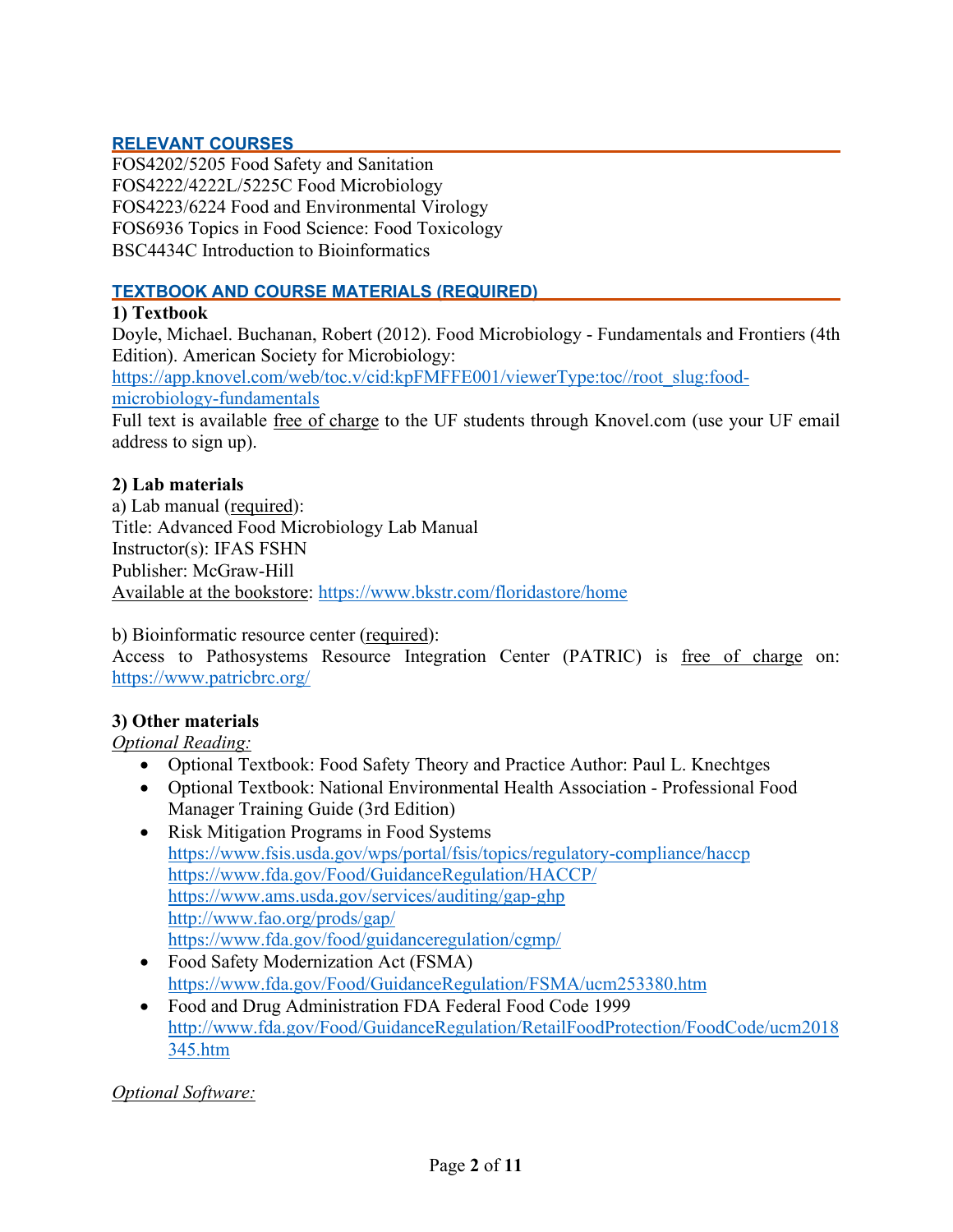## RELEVANT COURSES

FOS4202/5205 Food Safety and Sanitation
FOS4222/4222L/5225C Food Microbiology
FOS4223/6224 Food and Environmental Virology
FOS6936 Topics in Food Science: Food Toxicology
BSC4434C Introduction to Bioinformatics

## TEXTBOOK AND COURSE MATERIALS (REQUIRED)

**1) Textbook**

Doyle, Michael. Buchanan, Robert (2012). Food Microbiology - Fundamentals and Frontiers (4th Edition). American Society for Microbiology: https://app.knovel.com/web/toc.v/cid:kpFMFFE001/viewerType:toc//root_slug:food-microbiology-fundamentals

Full text is available free of charge to the UF students through Knovel.com (use your UF email address to sign up).

**2) Lab materials**

a) Lab manual (required):
Title: Advanced Food Microbiology Lab Manual
Instructor(s): IFAS FSHN
Publisher: McGraw-Hill
Available at the bookstore: https://www.bkstr.com/floridastore/home

b) Bioinformatic resource center (required):
Access to Pathosystems Resource Integration Center (PATRIC) is free of charge on: https://www.patricbrc.org/

**3) Other materials**

*Optional Reading:*

- Optional Textbook: Food Safety Theory and Practice Author: Paul L. Knechtges
- Optional Textbook: National Environmental Health Association - Professional Food Manager Training Guide (3rd Edition)
- Risk Mitigation Programs in Food Systems
  https://www.fsis.usda.gov/wps/portal/fsis/topics/regulatory-compliance/haccp
  https://www.fda.gov/Food/GuidanceRegulation/HACCP/
  https://www.ams.usda.gov/services/auditing/gap-ghp
  http://www.fao.org/prods/gap/
  https://www.fda.gov/food/guidanceregulation/cgmp/
- Food Safety Modernization Act (FSMA)
  https://www.fda.gov/Food/GuidanceRegulation/FSMA/ucm253380.htm
- Food and Drug Administration FDA Federal Food Code 1999
  http://www.fda.gov/Food/GuidanceRegulation/RetailFoodProtection/FoodCode/ucm2018345.htm

*Optional Software:*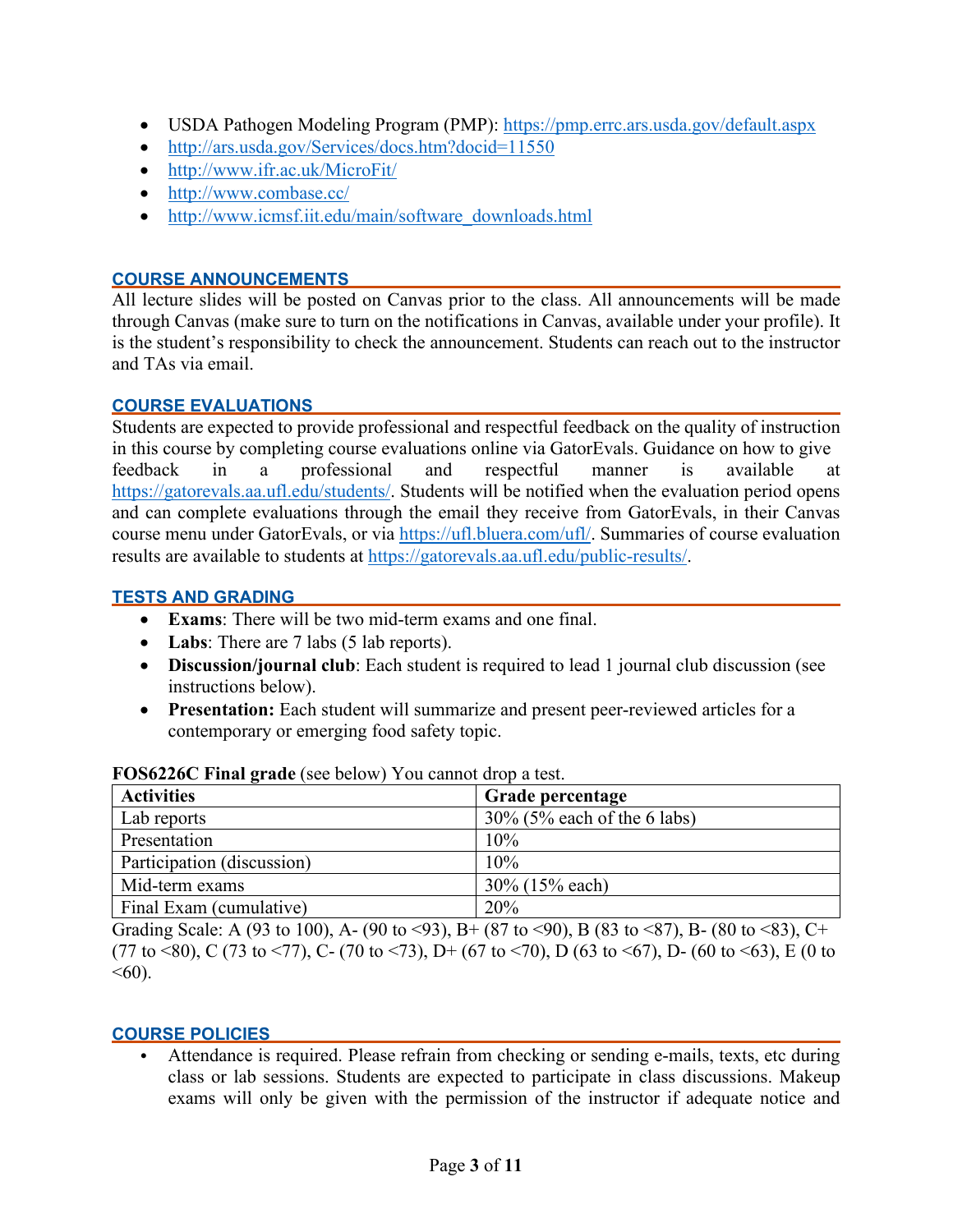- USDA Pathogen Modeling Program (PMP): https://pmp.errc.ars.usda.gov/default.aspx
- http://ars.usda.gov/Services/docs.htm?docid=11550
- http://www.ifr.ac.uk/MicroFit/
- http://www.combase.cc/
- http://www.icmsf.iit.edu/main/software_downloads.html

## COURSE ANNOUNCEMENTS

All lecture slides will be posted on Canvas prior to the class. All announcements will be made through Canvas (make sure to turn on the notifications in Canvas, available under your profile). It is the student's responsibility to check the announcement. Students can reach out to the instructor and TAs via email.

## COURSE EVALUATIONS

Students are expected to provide professional and respectful feedback on the quality of instruction in this course by completing course evaluations online via GatorEvals. Guidance on how to give feedback in a professional and respectful manner is available at https://gatorevals.aa.ufl.edu/students/. Students will be notified when the evaluation period opens and can complete evaluations through the email they receive from GatorEvals, in their Canvas course menu under GatorEvals, or via https://ufl.bluera.com/ufl/. Summaries of course evaluation results are available to students at https://gatorevals.aa.ufl.edu/public-results/.

## TESTS AND GRADING

- **Exams**: There will be two mid-term exams and one final.
- **Labs**: There are 7 labs (5 lab reports).
- **Discussion/journal club**: Each student is required to lead 1 journal club discussion (see instructions below).
- **Presentation:** Each student will summarize and present peer-reviewed articles for a contemporary or emerging food safety topic.

**FOS6226C Final grade** (see below) You cannot drop a test.

| Activities | Grade percentage |
|---|---|
| Lab reports | 30% (5% each of the 6 labs) |
| Presentation | 10% |
| Participation (discussion) | 10% |
| Mid-term exams | 30% (15% each) |
| Final Exam (cumulative) | 20% |

Grading Scale: A (93 to 100), A- (90 to <93), B+ (87 to <90), B (83 to <87), B- (80 to <83), C+ (77 to <80), C (73 to <77), C- (70 to <73), D+ (67 to <70), D (63 to <67), D- (60 to <63), E (0 to <60).

## COURSE POLICIES

- Attendance is required. Please refrain from checking or sending e-mails, texts, etc during class or lab sessions. Students are expected to participate in class discussions. Makeup exams will only be given with the permission of the instructor if adequate notice and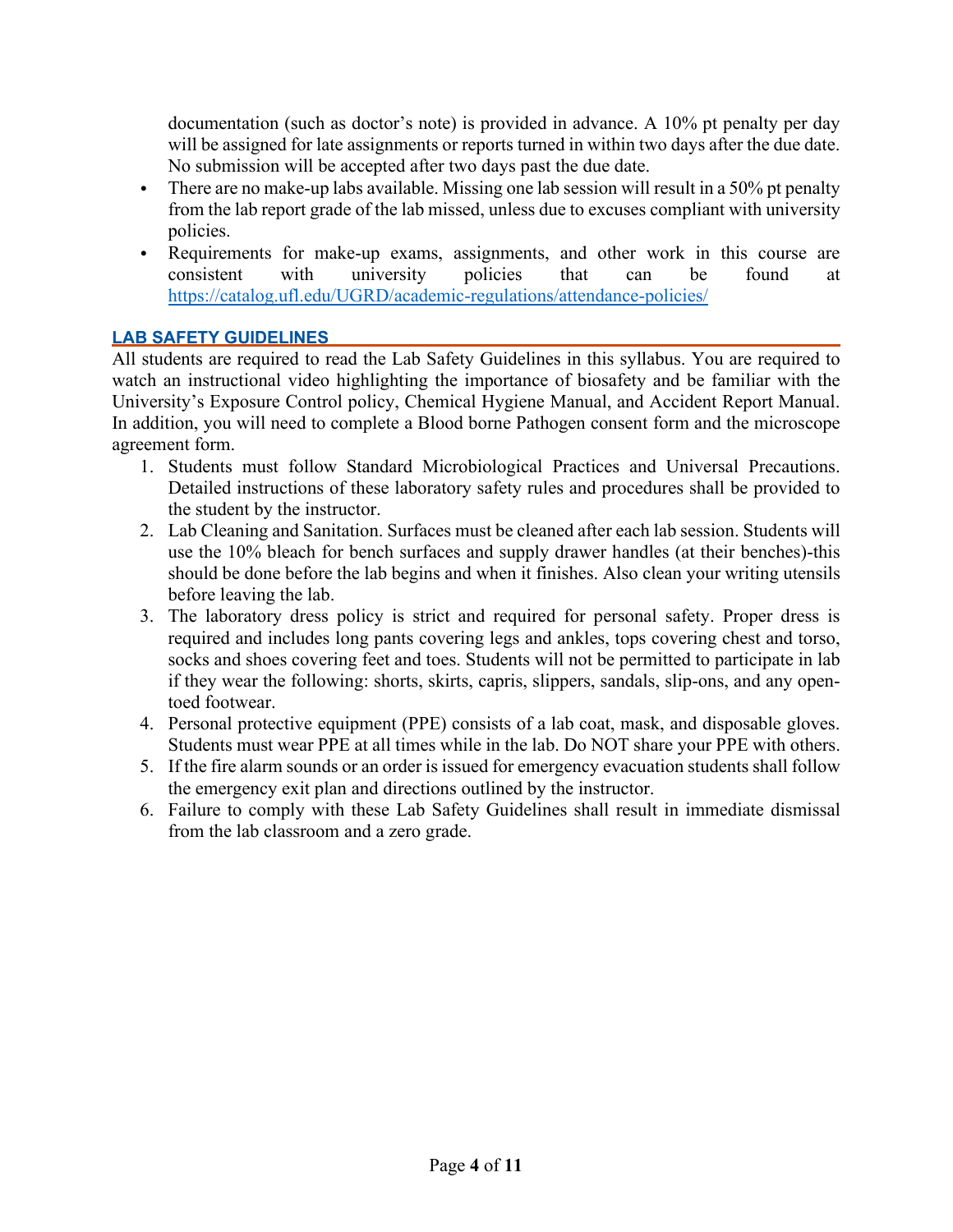documentation (such as doctor's note) is provided in advance. A 10% pt penalty per day will be assigned for late assignments or reports turned in within two days after the due date. No submission will be accepted after two days past the due date.

- There are no make-up labs available. Missing one lab session will result in a 50% pt penalty from the lab report grade of the lab missed, unless due to excuses compliant with university policies.
- Requirements for make-up exams, assignments, and other work in this course are consistent with university policies that can be found at https://catalog.ufl.edu/UGRD/academic-regulations/attendance-policies/

## LAB SAFETY GUIDELINES

All students are required to read the Lab Safety Guidelines in this syllabus. You are required to watch an instructional video highlighting the importance of biosafety and be familiar with the University's Exposure Control policy, Chemical Hygiene Manual, and Accident Report Manual. In addition, you will need to complete a Blood borne Pathogen consent form and the microscope agreement form.

1. Students must follow Standard Microbiological Practices and Universal Precautions. Detailed instructions of these laboratory safety rules and procedures shall be provided to the student by the instructor.
2. Lab Cleaning and Sanitation. Surfaces must be cleaned after each lab session. Students will use the 10% bleach for bench surfaces and supply drawer handles (at their benches)-this should be done before the lab begins and when it finishes. Also clean your writing utensils before leaving the lab.
3. The laboratory dress policy is strict and required for personal safety. Proper dress is required and includes long pants covering legs and ankles, tops covering chest and torso, socks and shoes covering feet and toes. Students will not be permitted to participate in lab if they wear the following: shorts, skirts, capris, slippers, sandals, slip-ons, and any open-toed footwear.
4. Personal protective equipment (PPE) consists of a lab coat, mask, and disposable gloves. Students must wear PPE at all times while in the lab. Do NOT share your PPE with others.
5. If the fire alarm sounds or an order is issued for emergency evacuation students shall follow the emergency exit plan and directions outlined by the instructor.
6. Failure to comply with these Lab Safety Guidelines shall result in immediate dismissal from the lab classroom and a zero grade.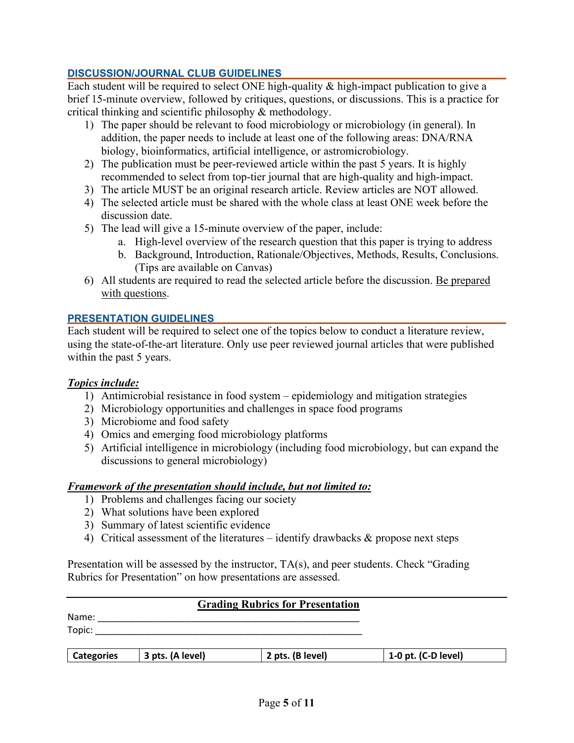## DISCUSSION/JOURNAL CLUB GUIDELINES

Each student will be required to select ONE high-quality & high-impact publication to give a brief 15-minute overview, followed by critiques, questions, or discussions. This is a practice for critical thinking and scientific philosophy & methodology.

1) The paper should be relevant to food microbiology or microbiology (in general). In addition, the paper needs to include at least one of the following areas: DNA/RNA biology, bioinformatics, artificial intelligence, or astromicrobiology.
2) The publication must be peer-reviewed article within the past 5 years. It is highly recommended to select from top-tier journal that are high-quality and high-impact.
3) The article MUST be an original research article. Review articles are NOT allowed.
4) The selected article must be shared with the whole class at least ONE week before the discussion date.
5) The lead will give a 15-minute overview of the paper, include:
   a. High-level overview of the research question that this paper is trying to address
   b. Background, Introduction, Rationale/Objectives, Methods, Results, Conclusions. (Tips are available on Canvas)
6) All students are required to read the selected article before the discussion. Be prepared with questions.

## PRESENTATION GUIDELINES

Each student will be required to select one of the topics below to conduct a literature review, using the state-of-the-art literature. Only use peer reviewed journal articles that were published within the past 5 years.

***Topics include:***

1) Antimicrobial resistance in food system – epidemiology and mitigation strategies
2) Microbiology opportunities and challenges in space food programs
3) Microbiome and food safety
4) Omics and emerging food microbiology platforms
5) Artificial intelligence in microbiology (including food microbiology, but can expand the discussions to general microbiology)

***Framework of the presentation should include, but not limited to:***

1) Problems and challenges facing our society
2) What solutions have been explored
3) Summary of latest scientific evidence
4) Critical assessment of the literatures – identify drawbacks & propose next steps

Presentation will be assessed by the instructor, TA(s), and peer students. Check "Grading Rubrics for Presentation" on how presentations are assessed.

## Grading Rubrics for Presentation

Name: ____________________________________________

Topic: ____________________________________________

| Categories | 3 pts. (A level) | 2 pts. (B level) | 1-0 pt. (C-D level) |
|---|---|---|---|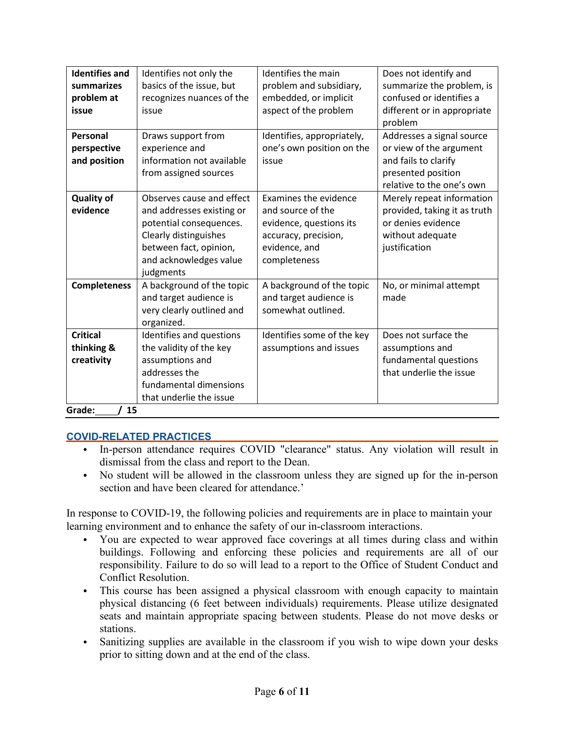| | | | |
|---|---|---|---|
| **Identifies and summarizes problem at issue** | Identifies not only the basics of the issue, but recognizes nuances of the issue | Identifies the main problem and subsidiary, embedded, or implicit aspect of the problem | Does not identify and summarize the problem, is confused or identifies a different or in appropriate problem |
| **Personal perspective and position** | Draws support from experience and information not available from assigned sources | Identifies, appropriately, one's own position on the issue | Addresses a signal source or view of the argument and fails to clarify presented position relative to the one's own |
| **Quality of evidence** | Observes cause and effect and addresses existing or potential consequences. Clearly distinguishes between fact, opinion, and acknowledges value judgments | Examines the evidence and source of the evidence, questions its accuracy, precision, evidence, and completeness | Merely repeat information provided, taking it as truth or denies evidence without adequate justification |
| **Completeness** | A background of the topic and target audience is very clearly outlined and organized. | A background of the topic and target audience is somewhat outlined. | No, or minimal attempt made |
| **Critical thinking & creativity** | Identifies and questions the validity of the key assumptions and addresses the fundamental dimensions that underlie the issue | Identifies some of the key assumptions and issues | Does not surface the assumptions and fundamental questions that underlie the issue |

**Grade:____/ 15**

## COVID-RELATED PRACTICES

- In-person attendance requires COVID "clearance" status. Any violation will result in dismissal from the class and report to the Dean.
- No student will be allowed in the classroom unless they are signed up for the in-person section and have been cleared for attendance.'

In response to COVID-19, the following policies and requirements are in place to maintain your learning environment and to enhance the safety of our in-classroom interactions.

- You are expected to wear approved face coverings at all times during class and within buildings. Following and enforcing these policies and requirements are all of our responsibility. Failure to do so will lead to a report to the Office of Student Conduct and Conflict Resolution.
- This course has been assigned a physical classroom with enough capacity to maintain physical distancing (6 feet between individuals) requirements. Please utilize designated seats and maintain appropriate spacing between students. Please do not move desks or stations.
- Sanitizing supplies are available in the classroom if you wish to wipe down your desks prior to sitting down and at the end of the class.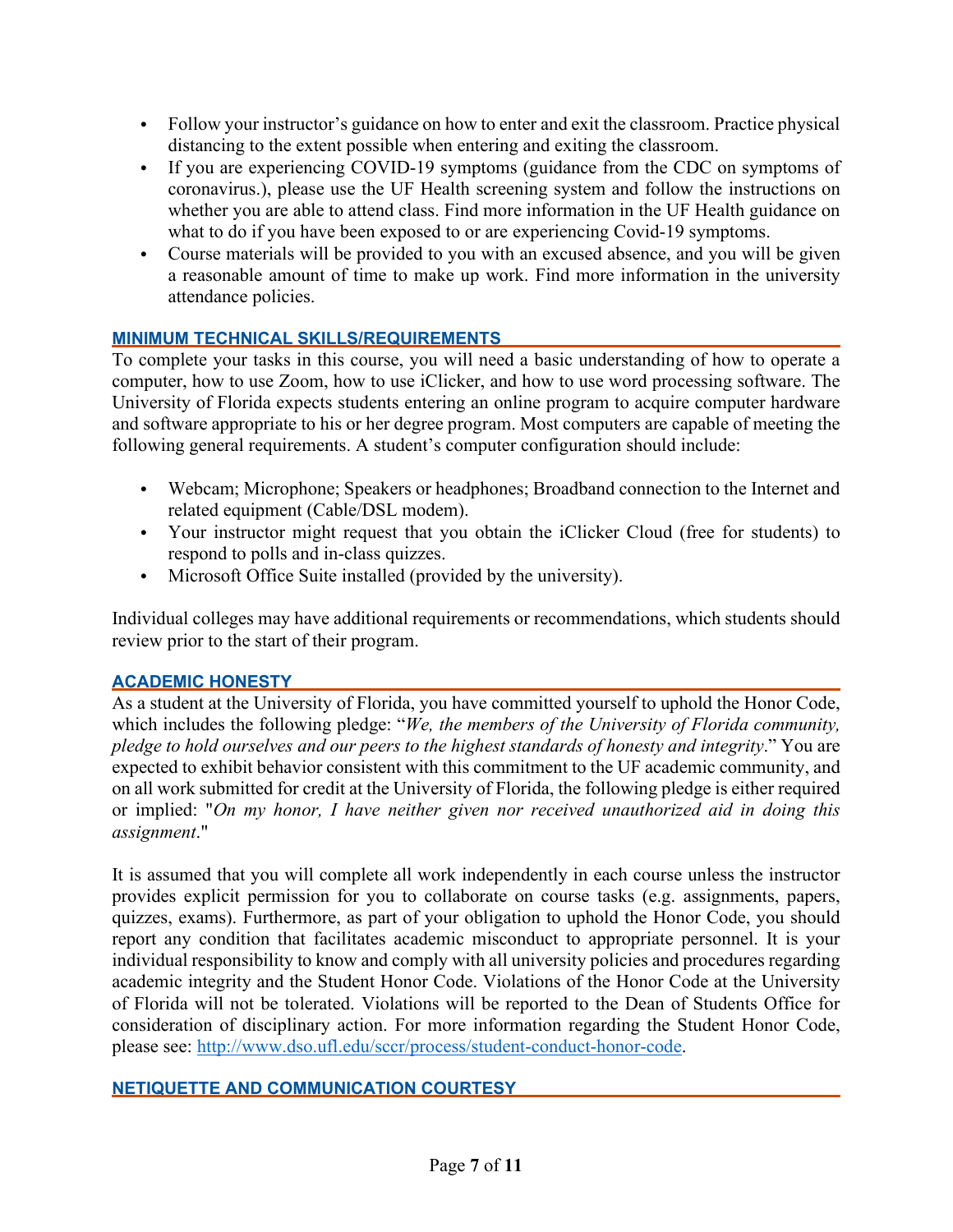- Follow your instructor's guidance on how to enter and exit the classroom. Practice physical distancing to the extent possible when entering and exiting the classroom.
- If you are experiencing COVID-19 symptoms (guidance from the CDC on symptoms of coronavirus.), please use the UF Health screening system and follow the instructions on whether you are able to attend class. Find more information in the UF Health guidance on what to do if you have been exposed to or are experiencing Covid-19 symptoms.
- Course materials will be provided to you with an excused absence, and you will be given a reasonable amount of time to make up work. Find more information in the university attendance policies.

## MINIMUM TECHNICAL SKILLS/REQUIREMENTS

To complete your tasks in this course, you will need a basic understanding of how to operate a computer, how to use Zoom, how to use iClicker, and how to use word processing software. The University of Florida expects students entering an online program to acquire computer hardware and software appropriate to his or her degree program. Most computers are capable of meeting the following general requirements. A student's computer configuration should include:

- Webcam; Microphone; Speakers or headphones; Broadband connection to the Internet and related equipment (Cable/DSL modem).
- Your instructor might request that you obtain the iClicker Cloud (free for students) to respond to polls and in-class quizzes.
- Microsoft Office Suite installed (provided by the university).

Individual colleges may have additional requirements or recommendations, which students should review prior to the start of their program.

## ACADEMIC HONESTY

As a student at the University of Florida, you have committed yourself to uphold the Honor Code, which includes the following pledge: "*We, the members of the University of Florida community, pledge to hold ourselves and our peers to the highest standards of honesty and integrity*." You are expected to exhibit behavior consistent with this commitment to the UF academic community, and on all work submitted for credit at the University of Florida, the following pledge is either required or implied: "*On my honor, I have neither given nor received unauthorized aid in doing this assignment*."

It is assumed that you will complete all work independently in each course unless the instructor provides explicit permission for you to collaborate on course tasks (e.g. assignments, papers, quizzes, exams). Furthermore, as part of your obligation to uphold the Honor Code, you should report any condition that facilitates academic misconduct to appropriate personnel. It is your individual responsibility to know and comply with all university policies and procedures regarding academic integrity and the Student Honor Code. Violations of the Honor Code at the University of Florida will not be tolerated. Violations will be reported to the Dean of Students Office for consideration of disciplinary action. For more information regarding the Student Honor Code, please see: http://www.dso.ufl.edu/sccr/process/student-conduct-honor-code.

## NETIQUETTE AND COMMUNICATION COURTESY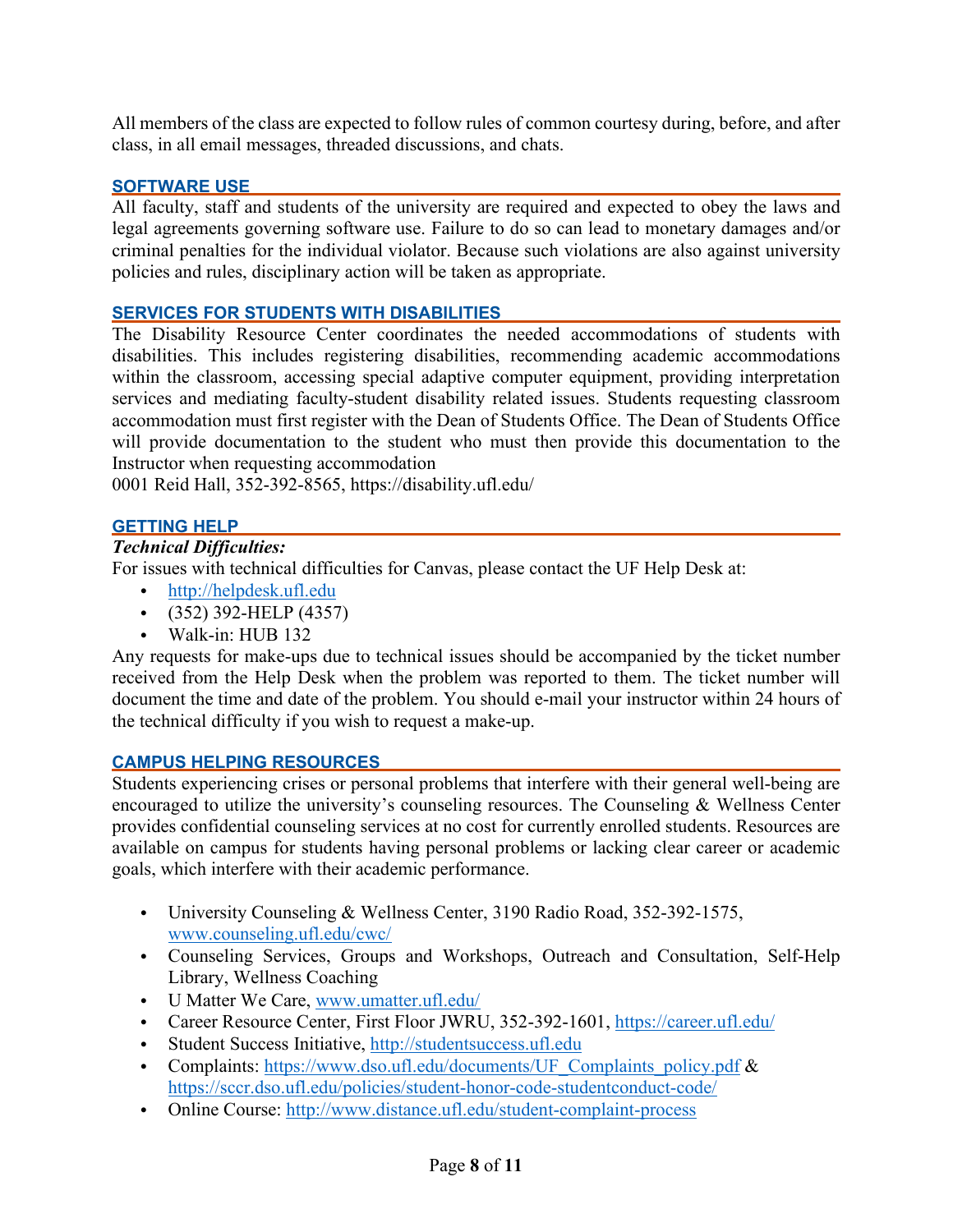All members of the class are expected to follow rules of common courtesy during, before, and after class, in all email messages, threaded discussions, and chats.

### SOFTWARE USE

All faculty, staff and students of the university are required and expected to obey the laws and legal agreements governing software use. Failure to do so can lead to monetary damages and/or criminal penalties for the individual violator. Because such violations are also against university policies and rules, disciplinary action will be taken as appropriate.

### SERVICES FOR STUDENTS WITH DISABILITIES

The Disability Resource Center coordinates the needed accommodations of students with disabilities. This includes registering disabilities, recommending academic accommodations within the classroom, accessing special adaptive computer equipment, providing interpretation services and mediating faculty-student disability related issues. Students requesting classroom accommodation must first register with the Dean of Students Office. The Dean of Students Office will provide documentation to the student who must then provide this documentation to the Instructor when requesting accommodation
0001 Reid Hall, 352-392-8565, https://disability.ufl.edu/

### GETTING HELP

***Technical Difficulties:***
For issues with technical difficulties for Canvas, please contact the UF Help Desk at:

- http://helpdesk.ufl.edu
- (352) 392-HELP (4357)
- Walk-in: HUB 132

Any requests for make-ups due to technical issues should be accompanied by the ticket number received from the Help Desk when the problem was reported to them. The ticket number will document the time and date of the problem. You should e-mail your instructor within 24 hours of the technical difficulty if you wish to request a make-up.

### CAMPUS HELPING RESOURCES

Students experiencing crises or personal problems that interfere with their general well-being are encouraged to utilize the university's counseling resources. The Counseling & Wellness Center provides confidential counseling services at no cost for currently enrolled students. Resources are available on campus for students having personal problems or lacking clear career or academic goals, which interfere with their academic performance.

- University Counseling & Wellness Center, 3190 Radio Road, 352-392-1575, www.counseling.ufl.edu/cwc/
- Counseling Services, Groups and Workshops, Outreach and Consultation, Self-Help Library, Wellness Coaching
- U Matter We Care, www.umatter.ufl.edu/
- Career Resource Center, First Floor JWRU, 352-392-1601, https://career.ufl.edu/
- Student Success Initiative, http://studentsuccess.ufl.edu
- Complaints: https://www.dso.ufl.edu/documents/UF_Complaints_policy.pdf & https://sccr.dso.ufl.edu/policies/student-honor-code-studentconduct-code/
- Online Course: http://www.distance.ufl.edu/student-complaint-process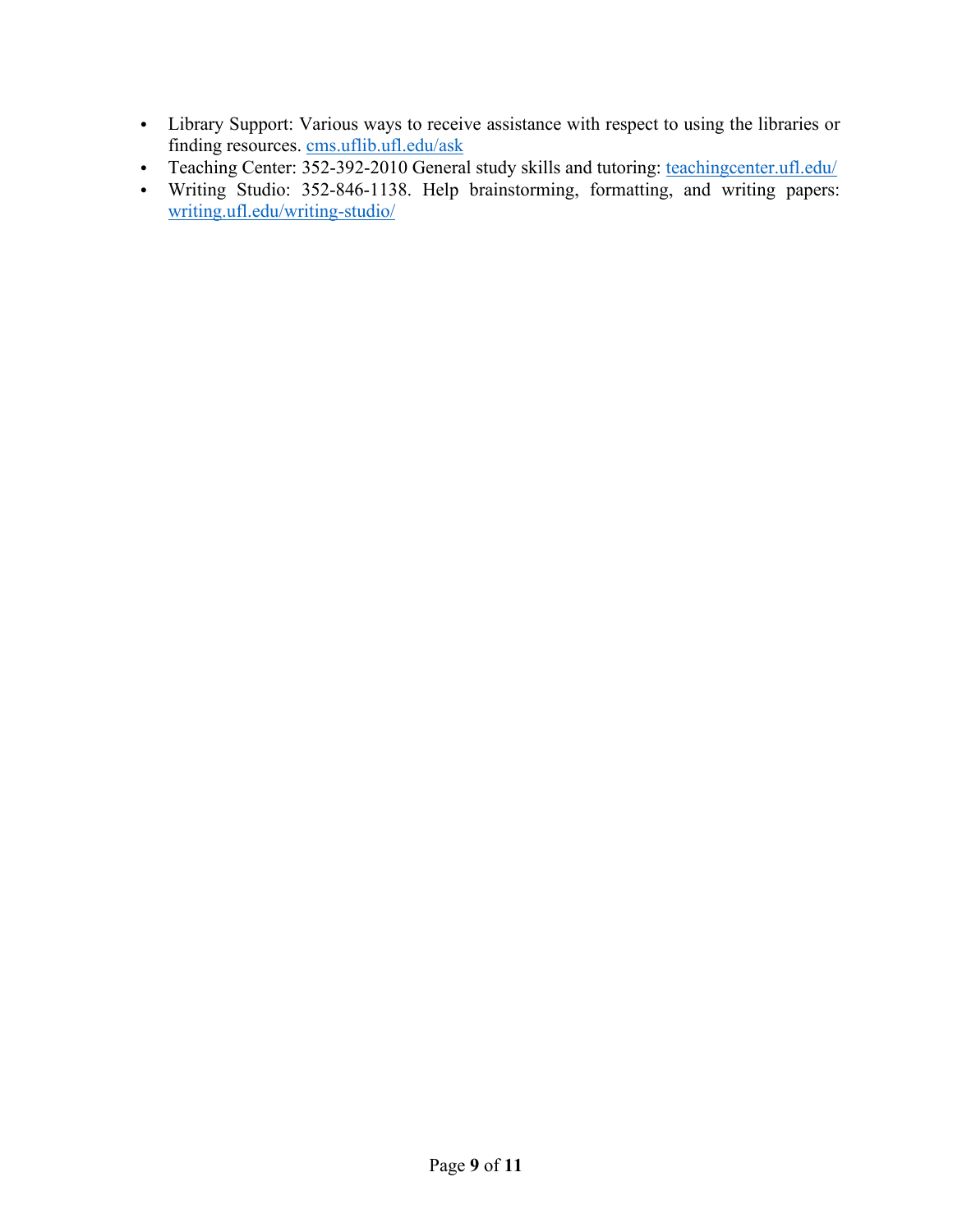- Library Support: Various ways to receive assistance with respect to using the libraries or finding resources. [cms.uflib.ufl.edu/ask](cms.uflib.ufl.edu/ask)
- Teaching Center: 352-392-2010 General study skills and tutoring: [teachingcenter.ufl.edu/](teachingcenter.ufl.edu/)
- Writing Studio: 352-846-1138. Help brainstorming, formatting, and writing papers: [writing.ufl.edu/writing-studio/](writing.ufl.edu/writing-studio/)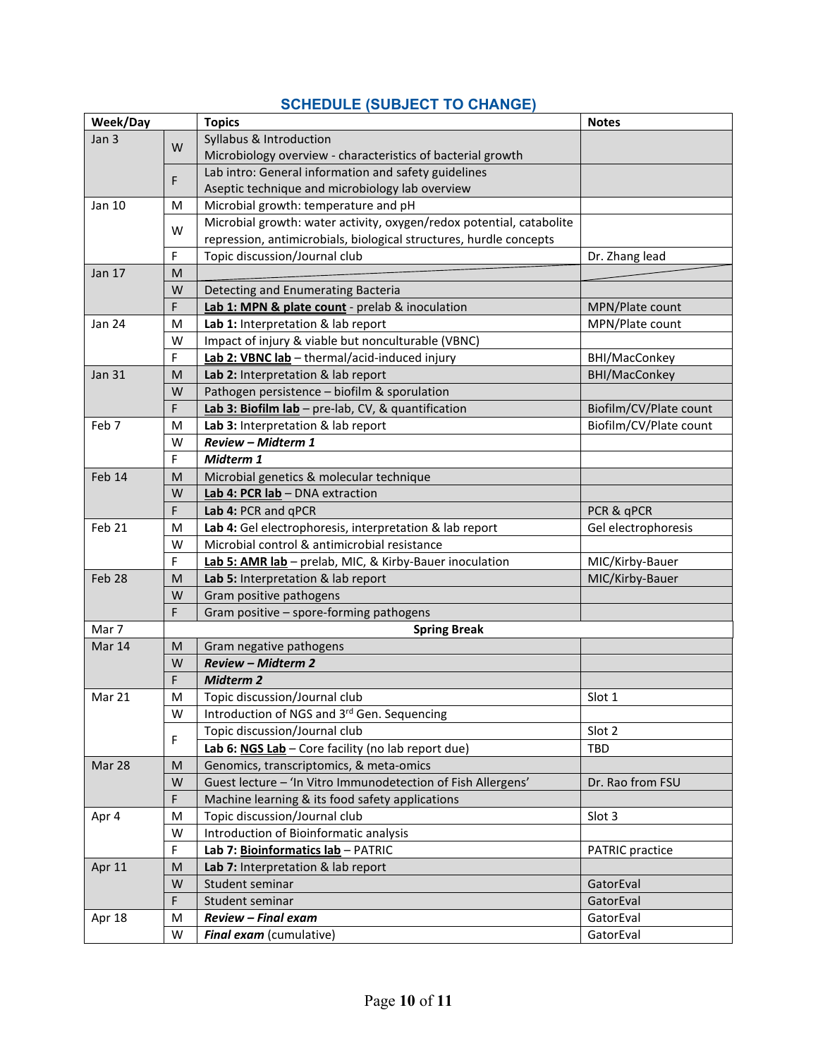## SCHEDULE (SUBJECT TO CHANGE)

| Week/Day | | Topics | Notes |
|---|---|---|---|
| Jan 3 | W | Syllabus & Introduction<br>Microbiology overview - characteristics of bacterial growth | |
| | F | Lab intro: General information and safety guidelines<br>Aseptic technique and microbiology lab overview | |
| Jan 10 | M | Microbial growth: temperature and pH | |
| | W | Microbial growth: water activity, oxygen/redox potential, catabolite repression, antimicrobials, biological structures, hurdle concepts | |
| | F | Topic discussion/Journal club | Dr. Zhang lead |
| Jan 17 | M | | |
| | W | Detecting and Enumerating Bacteria | |
| | F | **Lab 1: MPN & plate count** - prelab & inoculation | MPN/Plate count |
| Jan 24 | M | **Lab 1:** Interpretation & lab report | MPN/Plate count |
| | W | Impact of injury & viable but nonculturable (VBNC) | |
| | F | **Lab 2: VBNC lab** – thermal/acid-induced injury | BHI/MacConkey |
| Jan 31 | M | **Lab 2:** Interpretation & lab report | BHI/MacConkey |
| | W | Pathogen persistence – biofilm & sporulation | |
| | F | **Lab 3: Biofilm lab** – pre-lab, CV, & quantification | Biofilm/CV/Plate count |
| Feb 7 | M | **Lab 3:** Interpretation & lab report | Biofilm/CV/Plate count |
| | W | ***Review – Midterm 1*** | |
| | F | ***Midterm 1*** | |
| Feb 14 | M | Microbial genetics & molecular technique | |
| | W | **Lab 4: PCR lab** – DNA extraction | |
| | F | **Lab 4:** PCR and qPCR | PCR & qPCR |
| Feb 21 | M | **Lab 4:** Gel electrophoresis, interpretation & lab report | Gel electrophoresis |
| | W | Microbial control & antimicrobial resistance | |
| | F | **Lab 5: AMR lab** – prelab, MIC, & Kirby-Bauer inoculation | MIC/Kirby-Bauer |
| Feb 28 | M | **Lab 5:** Interpretation & lab report | MIC/Kirby-Bauer |
| | W | Gram positive pathogens | |
| | F | Gram positive – spore-forming pathogens | |
| Mar 7 | | **Spring Break** | |
| Mar 14 | M | Gram negative pathogens | |
| | W | ***Review – Midterm 2*** | |
| | F | ***Midterm 2*** | |
| Mar 21 | M | Topic discussion/Journal club | Slot 1 |
| | W | Introduction of NGS and 3rd Gen. Sequencing | |
| | F | Topic discussion/Journal club<br>**Lab 6: NGS Lab** – Core facility (no lab report due) | Slot 2<br>TBD |
| Mar 28 | M | Genomics, transcriptomics, & meta-omics | |
| | W | Guest lecture – 'In Vitro Immunodetection of Fish Allergens' | Dr. Rao from FSU |
| | F | Machine learning & its food safety applications | |
| Apr 4 | M | Topic discussion/Journal club | Slot 3 |
| | W | Introduction of Bioinformatic analysis | |
| | F | **Lab 7: Bioinformatics lab** – PATRIC | PATRIC practice |
| Apr 11 | M | **Lab 7:** Interpretation & lab report | |
| | W | Student seminar | GatorEval |
| | F | Student seminar | GatorEval |
| Apr 18 | M | ***Review – Final exam*** | GatorEval |
| | W | ***Final exam*** (cumulative) | GatorEval |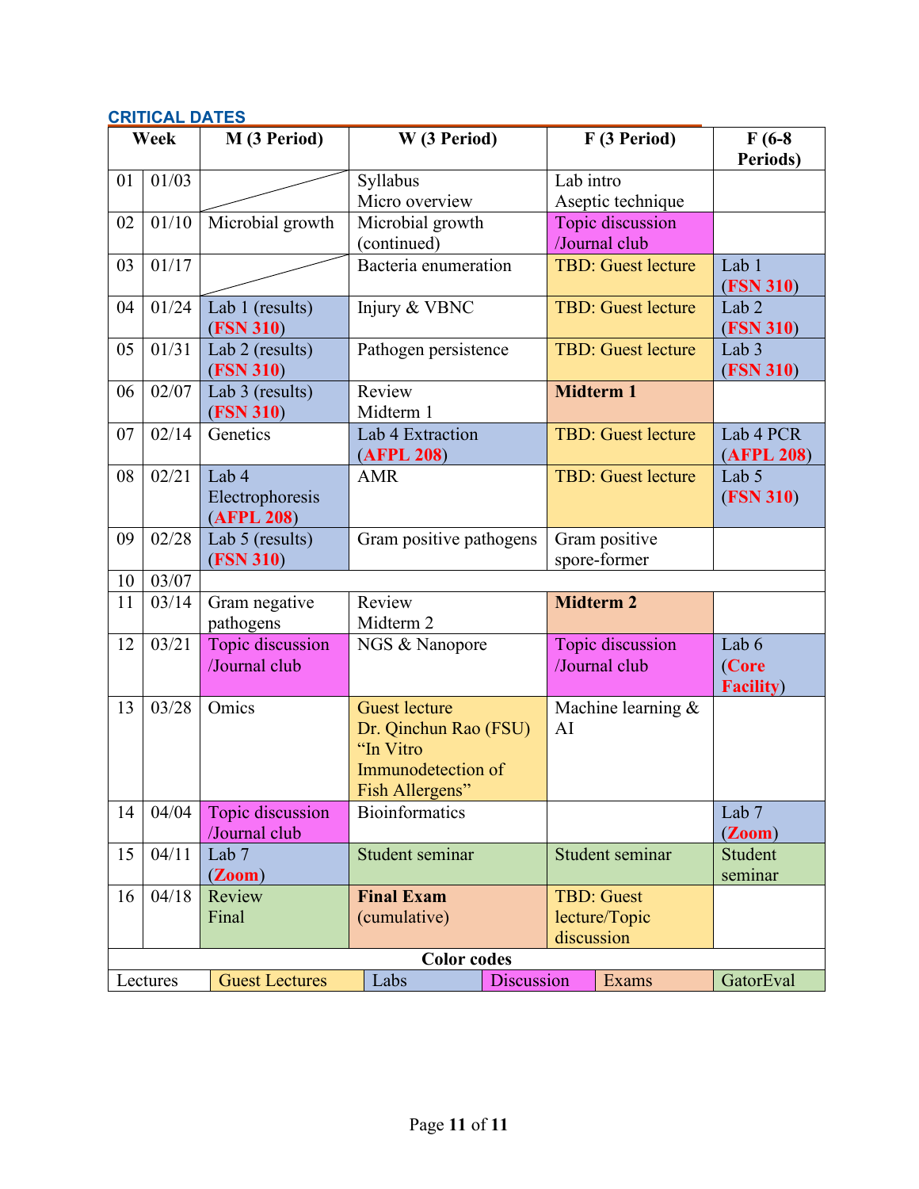### CRITICAL DATES

| Week | | M (3 Period) | W (3 Period) | F (3 Period) | F (6-8 Periods) |
|---|---|---|---|---|---|
| 01 | 01/03 | | Syllabus<br>Micro overview | Lab intro<br>Aseptic technique | |
| 02 | 01/10 | Microbial growth | Microbial growth (continued) | Topic discussion /Journal club | |
| 03 | 01/17 | | Bacteria enumeration | TBD: Guest lecture | Lab 1 (**FSN 310**) |
| 04 | 01/24 | Lab 1 (results) (**FSN 310**) | Injury & VBNC | TBD: Guest lecture | Lab 2 (**FSN 310**) |
| 05 | 01/31 | Lab 2 (results) (**FSN 310**) | Pathogen persistence | TBD: Guest lecture | Lab 3 (**FSN 310**) |
| 06 | 02/07 | Lab 3 (results) (**FSN 310**) | Review<br>Midterm 1 | **Midterm 1** | |
| 07 | 02/14 | Genetics | Lab 4 Extraction (**AFPL 208**) | TBD: Guest lecture | Lab 4 PCR (**AFPL 208**) |
| 08 | 02/21 | Lab 4 Electrophoresis (**AFPL 208**) | AMR | TBD: Guest lecture | Lab 5 (**FSN 310**) |
| 09 | 02/28 | Lab 5 (results) (**FSN 310**) | Gram positive pathogens | Gram positive spore-former | |
| 10 | 03/07 | | | | |
| 11 | 03/14 | Gram negative pathogens | Review<br>Midterm 2 | **Midterm 2** | |
| 12 | 03/21 | Topic discussion /Journal club | NGS & Nanopore | Topic discussion /Journal club | Lab 6 (**Core Facility**) |
| 13 | 03/28 | Omics | Guest lecture<br>Dr. Qinchun Rao (FSU) "In Vitro Immunodetection of Fish Allergens" | Machine learning & AI | |
| 14 | 04/04 | Topic discussion /Journal club | Bioinformatics | | Lab 7 (**Zoom**) |
| 15 | 04/11 | Lab 7 (**Zoom**) | Student seminar | Student seminar | Student seminar |
| 16 | 04/18 | Review<br>Final | **Final Exam** (cumulative) | TBD: Guest lecture/Topic discussion | |

**Color codes**

| | | | | | |
|---|---|---|---|---|---|
| Lectures | Guest Lectures | Labs | Discussion | Exams | GatorEval |